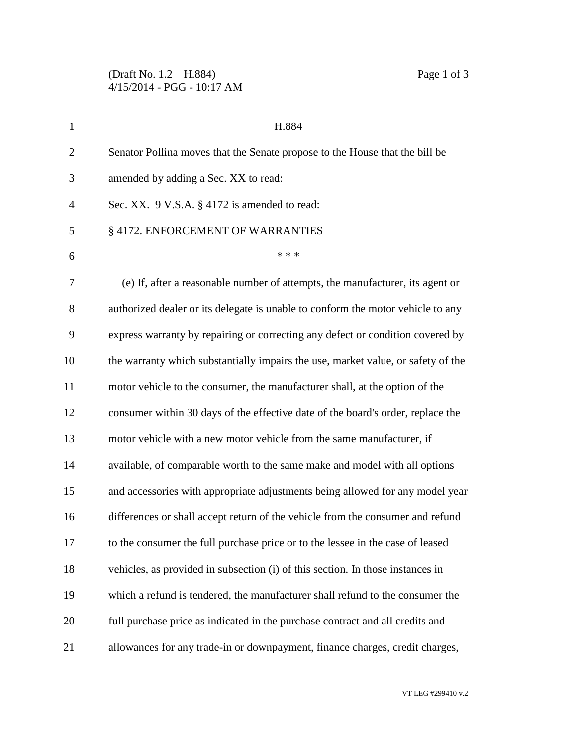H.884

Senator Pollina moves that the Senate propose to the House that the bill be amended by adding a Sec. XX to read:

Sec. XX. 9 V.S.A. § 4172 is amended to read:

§ 4172. ENFORCEMENT OF WARRANTIES

\* \* \*

(e) If, after a reasonable number of attempts, the manufacturer, its agent or authorized dealer or its delegate is unable to conform the motor vehicle to any express warranty by repairing or correcting any defect or condition covered by the warranty which substantially impairs the use, market value, or safety of the motor vehicle to the consumer, the manufacturer shall, at the option of the consumer within 30 days of the effective date of the board's order, replace the motor vehicle with a new motor vehicle from the same manufacturer, if available, of comparable worth to the same make and model with all options and accessories with appropriate adjustments being allowed for any model year differences or shall accept return of the vehicle from the consumer and refund to the consumer the full purchase price or to the lessee in the case of leased vehicles, as provided in subsection (i) of this section. In those instances in which a refund is tendered, the manufacturer shall refund to the consumer the full purchase price as indicated in the purchase contract and all credits and allowances for any trade-in or downpayment, finance charges, credit charges,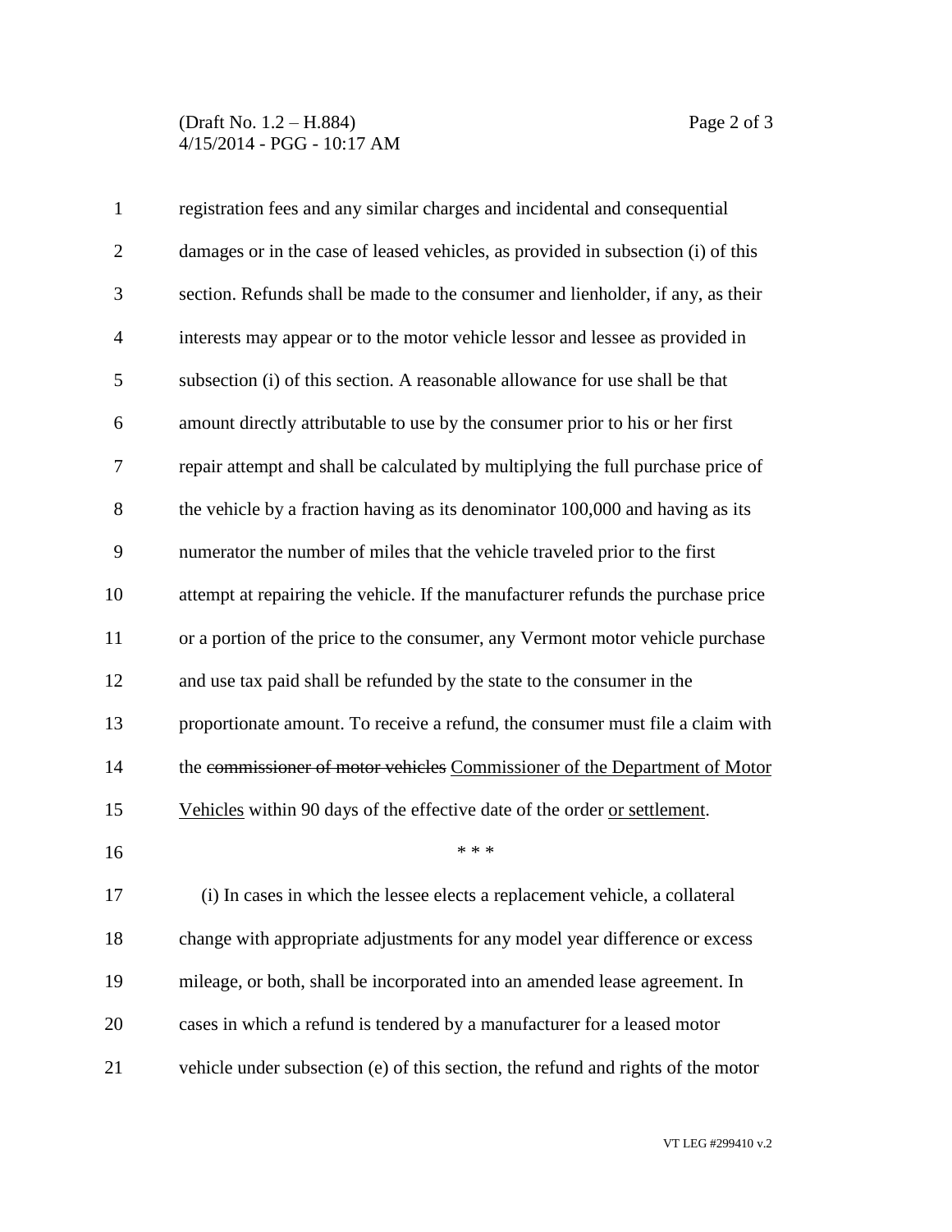registration fees and any similar charges and incidental and consequential damages or in the case of leased vehicles, as provided in subsection (i) of this section. Refunds shall be made to the consumer and lienholder, if any, as their interests may appear or to the motor vehicle lessor and lessee as provided in subsection (i) of this section. A reasonable allowance for use shall be that amount directly attributable to use by the consumer prior to his or her first repair attempt and shall be calculated by multiplying the full purchase price of the vehicle by a fraction having as its denominator 100,000 and having as its numerator the number of miles that the vehicle traveled prior to the first attempt at repairing the vehicle. If the manufacturer refunds the purchase price or a portion of the price to the consumer, any Vermont motor vehicle purchase and use tax paid shall be refunded by the state to the consumer in the proportionate amount. To receive a refund, the consumer must file a claim with the ~~commissioner of motor vehicles~~ <u>Commissioner of the Department of Motor Vehicles</u> within 90 days of the effective date of the order <u>or settlement</u>.

\* \* \*

(i) In cases in which the lessee elects a replacement vehicle, a collateral change with appropriate adjustments for any model year difference or excess mileage, or both, shall be incorporated into an amended lease agreement. In cases in which a refund is tendered by a manufacturer for a leased motor vehicle under subsection (e) of this section, the refund and rights of the motor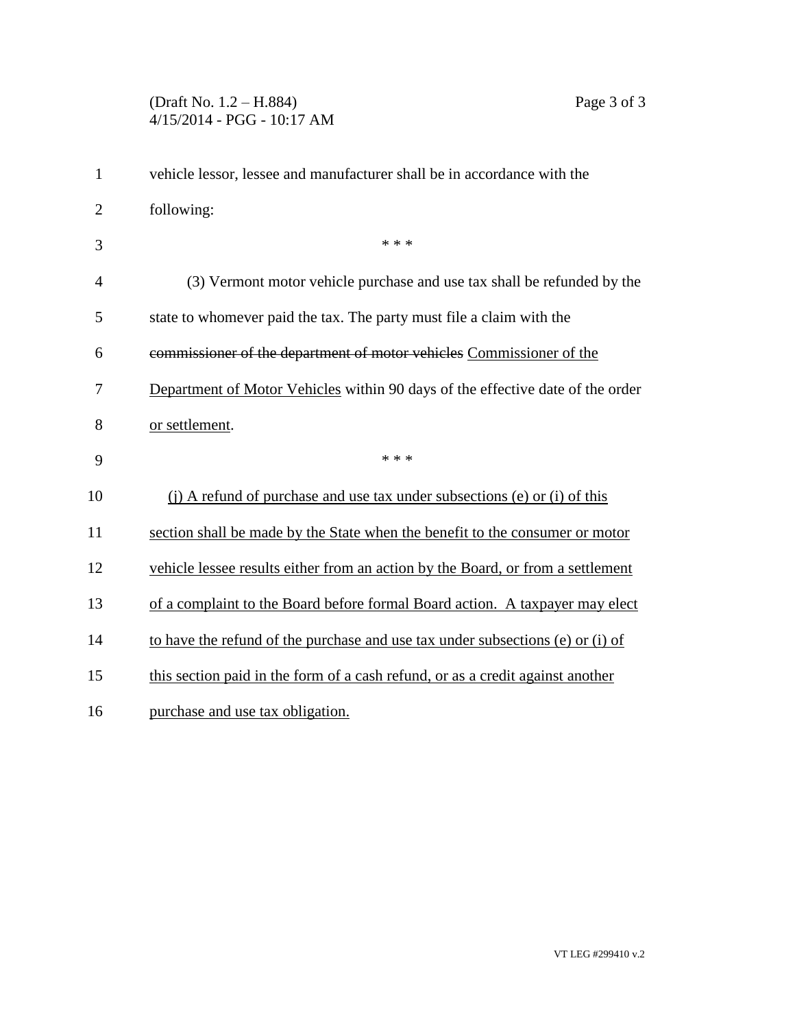vehicle lessor, lessee and manufacturer shall be in accordance with the following:

\* \* \*

(3) Vermont motor vehicle purchase and use tax shall be refunded by the state to whomever paid the tax. The party must file a claim with the ~~commissioner of the department of motor vehicles~~ <u>Commissioner of the Department of Motor Vehicles</u> within 90 days of the effective date of the order <u>or settlement</u>.

\* \* \*

<u>(j) A refund of purchase and use tax under subsections (e) or (i) of this section shall be made by the State when the benefit to the consumer or motor vehicle lessee results either from an action by the Board, or from a settlement of a complaint to the Board before formal Board action. A taxpayer may elect to have the refund of the purchase and use tax under subsections (e) or (i) of this section paid in the form of a cash refund, or as a credit against another purchase and use tax obligation.</u>